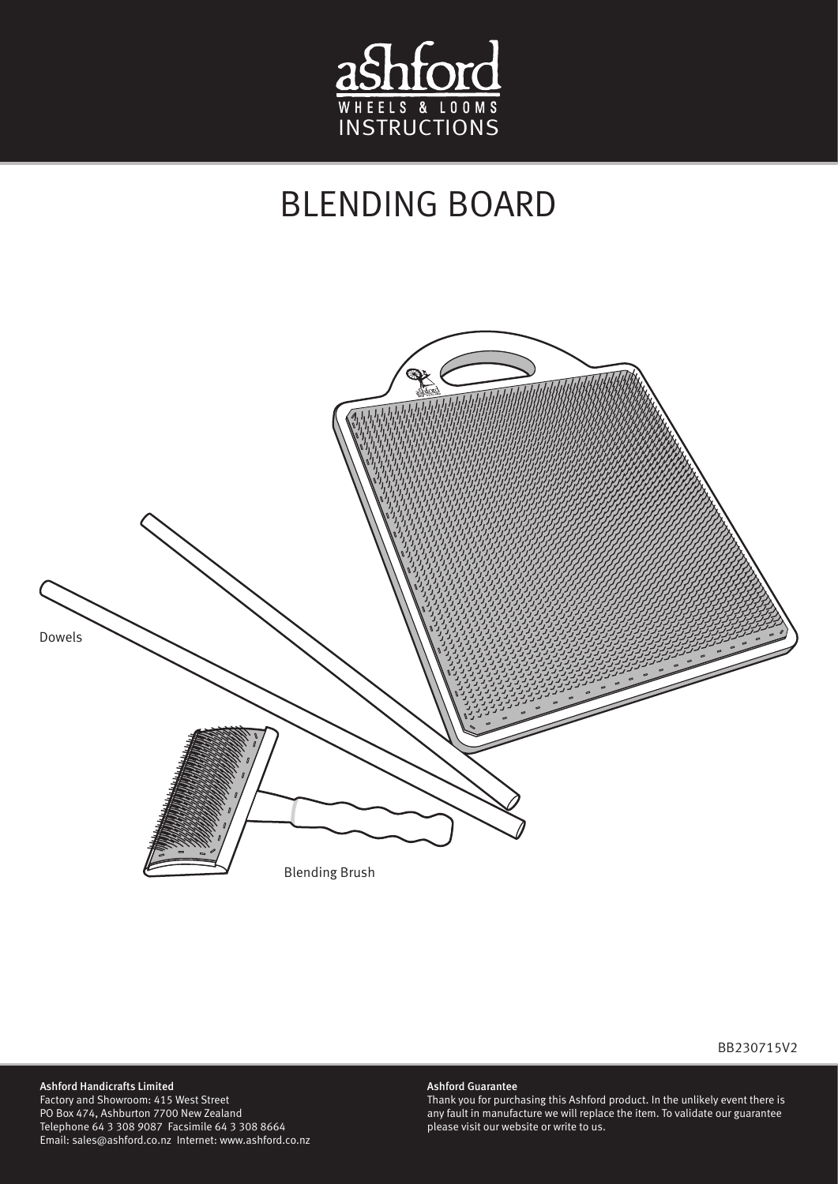ashford

WHEELS & LOOMS

INSTRUCTIONS

# BLENDING BOARD

Dowels

Blending Brush

BB230715V2

**Ashford Handicrafts Limited**
Factory and Showroom: 415 West Street
PO Box 474, Ashburton 7700 New Zealand
Telephone 64 3 308 9087 Facsimile 64 3 308 8664
Email: sales@ashford.co.nz Internet: www.ashford.co.nz

**Ashford Guarantee**
Thank you for purchasing this Ashford product. In the unlikely event there is any fault in manufacture we will replace the item. To validate our guarantee please visit our website or write to us.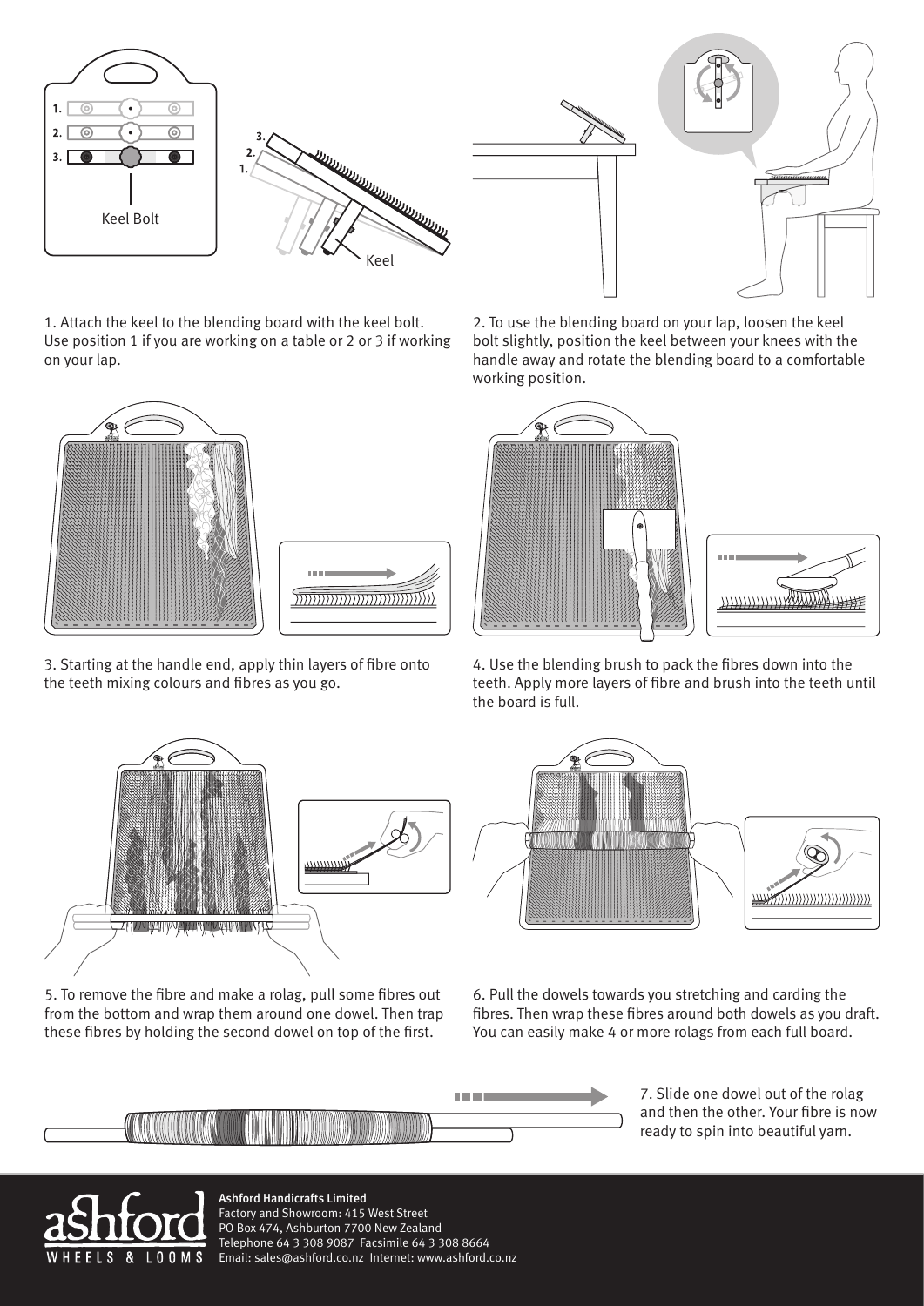1. Attach the keel to the blending board with the keel bolt. Use position 1 if you are working on a table or 2 or 3 if working on your lap.

2. To use the blending board on your lap, loosen the keel bolt slightly, position the keel between your knees with the handle away and rotate the blending board to a comfortable working position.

3. Starting at the handle end, apply thin layers of fibre onto the teeth mixing colours and fibres as you go.

4. Use the blending brush to pack the fibres down into the teeth. Apply more layers of fibre and brush into the teeth until the board is full.

5. To remove the fibre and make a rolag, pull some fibres out from the bottom and wrap them around one dowel. Then trap these fibres by holding the second dowel on top of the first.

6. Pull the dowels towards you stretching and carding the fibres. Then wrap these fibres around both dowels as you draft. You can easily make 4 or more rolags from each full board.

7. Slide one dowel out of the rolag and then the other. Your fibre is now ready to spin into beautiful yarn.

**Ashford Handicrafts Limited**
Factory and Showroom: 415 West Street
PO Box 474, Ashburton 7700 New Zealand
Telephone 64 3 308 9087 Facsimile 64 3 308 8664
Email: sales@ashford.co.nz Internet: www.ashford.co.nz